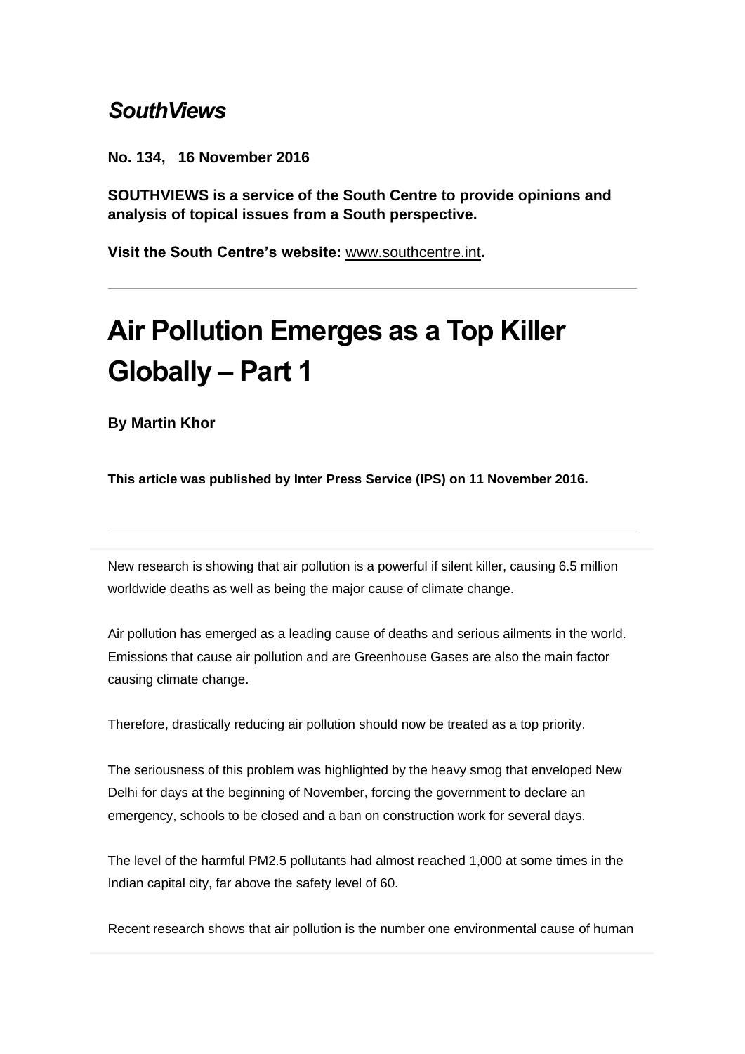*SouthViews*

**No. 134, 16 November 2016**

**SOUTHVIEWS is a service of the South Centre to provide opinions and analysis of topical issues from a South perspective.**

**Visit the South Centre's website:** www.southcentre.int**.**

---

# Air Pollution Emerges as a Top Killer Globally – Part 1

**By Martin Khor**

**This article was published by Inter Press Service (IPS) on 11 November 2016.**

---

New research is showing that air pollution is a powerful if silent killer, causing 6.5 million worldwide deaths as well as being the major cause of climate change.

Air pollution has emerged as a leading cause of deaths and serious ailments in the world. Emissions that cause air pollution and are Greenhouse Gases are also the main factor causing climate change.

Therefore, drastically reducing air pollution should now be treated as a top priority.

The seriousness of this problem was highlighted by the heavy smog that enveloped New Delhi for days at the beginning of November, forcing the government to declare an emergency, schools to be closed and a ban on construction work for several days.

The level of the harmful PM2.5 pollutants had almost reached 1,000 at some times in the Indian capital city, far above the safety level of 60.

Recent research shows that air pollution is the number one environmental cause of human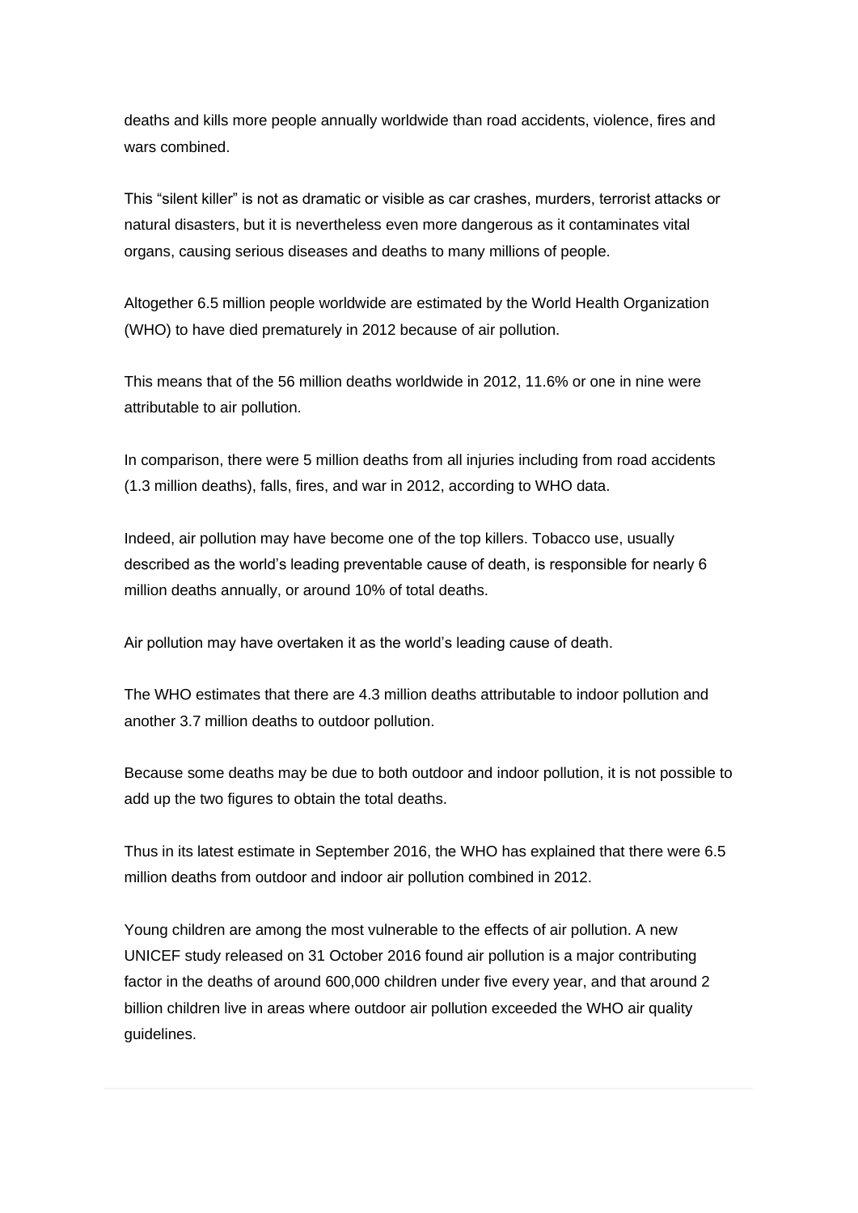deaths and kills more people annually worldwide than road accidents, violence, fires and wars combined.

This "silent killer" is not as dramatic or visible as car crashes, murders, terrorist attacks or natural disasters, but it is nevertheless even more dangerous as it contaminates vital organs, causing serious diseases and deaths to many millions of people.

Altogether 6.5 million people worldwide are estimated by the World Health Organization (WHO) to have died prematurely in 2012 because of air pollution.

This means that of the 56 million deaths worldwide in 2012, 11.6% or one in nine were attributable to air pollution.

In comparison, there were 5 million deaths from all injuries including from road accidents (1.3 million deaths), falls, fires, and war in 2012, according to WHO data.

Indeed, air pollution may have become one of the top killers. Tobacco use, usually described as the world's leading preventable cause of death, is responsible for nearly 6 million deaths annually, or around 10% of total deaths.

Air pollution may have overtaken it as the world's leading cause of death.

The WHO estimates that there are 4.3 million deaths attributable to indoor pollution and another 3.7 million deaths to outdoor pollution.

Because some deaths may be due to both outdoor and indoor pollution, it is not possible to add up the two figures to obtain the total deaths.

Thus in its latest estimate in September 2016, the WHO has explained that there were 6.5 million deaths from outdoor and indoor air pollution combined in 2012.

Young children are among the most vulnerable to the effects of air pollution. A new UNICEF study released on 31 October 2016 found air pollution is a major contributing factor in the deaths of around 600,000 children under five every year, and that around 2 billion children live in areas where outdoor air pollution exceeded the WHO air quality guidelines.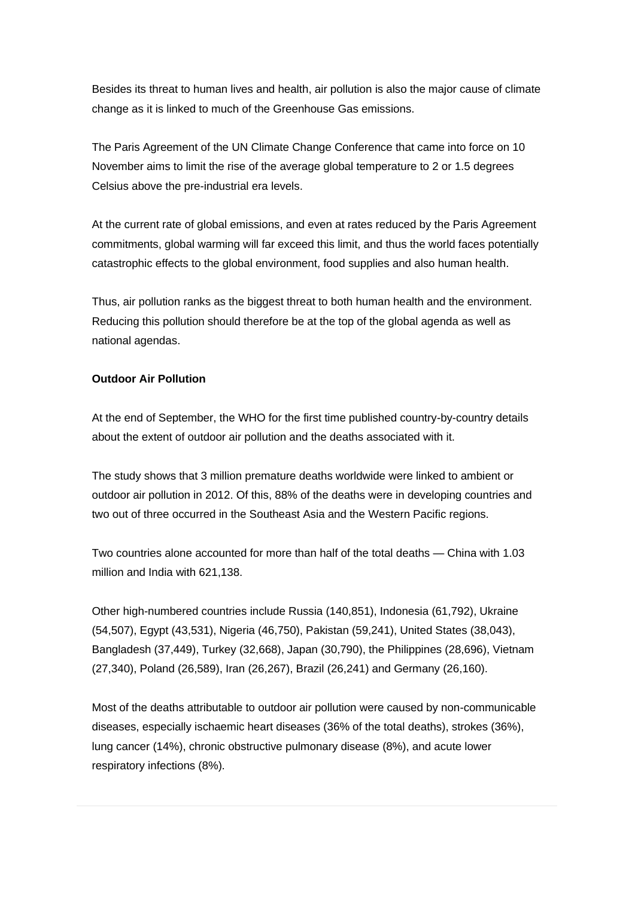Besides its threat to human lives and health, air pollution is also the major cause of climate change as it is linked to much of the Greenhouse Gas emissions.

The Paris Agreement of the UN Climate Change Conference that came into force on 10 November aims to limit the rise of the average global temperature to 2 or 1.5 degrees Celsius above the pre-industrial era levels.

At the current rate of global emissions, and even at rates reduced by the Paris Agreement commitments, global warming will far exceed this limit, and thus the world faces potentially catastrophic effects to the global environment, food supplies and also human health.

Thus, air pollution ranks as the biggest threat to both human health and the environment. Reducing this pollution should therefore be at the top of the global agenda as well as national agendas.

**Outdoor Air Pollution**

At the end of September, the WHO for the first time published country-by-country details about the extent of outdoor air pollution and the deaths associated with it.

The study shows that 3 million premature deaths worldwide were linked to ambient or outdoor air pollution in 2012. Of this, 88% of the deaths were in developing countries and two out of three occurred in the Southeast Asia and the Western Pacific regions.

Two countries alone accounted for more than half of the total deaths — China with 1.03 million and India with 621,138.

Other high-numbered countries include Russia (140,851), Indonesia (61,792), Ukraine (54,507), Egypt (43,531), Nigeria (46,750), Pakistan (59,241), United States (38,043), Bangladesh (37,449), Turkey (32,668), Japan (30,790), the Philippines (28,696), Vietnam (27,340), Poland (26,589), Iran (26,267), Brazil (26,241) and Germany (26,160).

Most of the deaths attributable to outdoor air pollution were caused by non-communicable diseases, especially ischaemic heart diseases (36% of the total deaths), strokes (36%), lung cancer (14%), chronic obstructive pulmonary disease (8%), and acute lower respiratory infections (8%).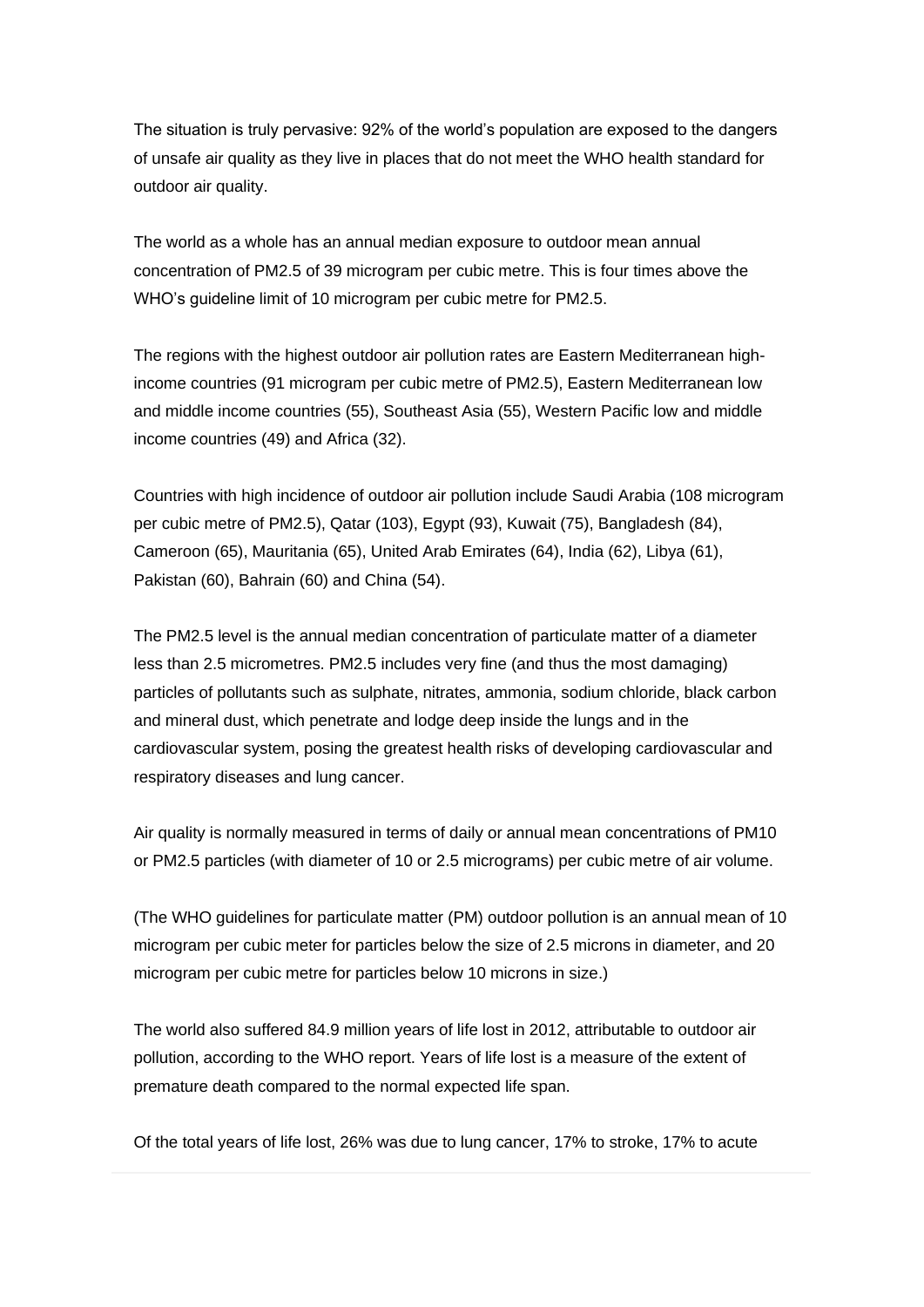The situation is truly pervasive: 92% of the world's population are exposed to the dangers of unsafe air quality as they live in places that do not meet the WHO health standard for outdoor air quality.

The world as a whole has an annual median exposure to outdoor mean annual concentration of PM2.5 of 39 microgram per cubic metre. This is four times above the WHO's guideline limit of 10 microgram per cubic metre for PM2.5.

The regions with the highest outdoor air pollution rates are Eastern Mediterranean high-income countries (91 microgram per cubic metre of PM2.5), Eastern Mediterranean low and middle income countries (55), Southeast Asia (55), Western Pacific low and middle income countries (49) and Africa (32).

Countries with high incidence of outdoor air pollution include Saudi Arabia (108 microgram per cubic metre of PM2.5), Qatar (103), Egypt (93), Kuwait (75), Bangladesh (84), Cameroon (65), Mauritania (65), United Arab Emirates (64), India (62), Libya (61), Pakistan (60), Bahrain (60) and China (54).

The PM2.5 level is the annual median concentration of particulate matter of a diameter less than 2.5 micrometres. PM2.5 includes very fine (and thus the most damaging) particles of pollutants such as sulphate, nitrates, ammonia, sodium chloride, black carbon and mineral dust, which penetrate and lodge deep inside the lungs and in the cardiovascular system, posing the greatest health risks of developing cardiovascular and respiratory diseases and lung cancer.

Air quality is normally measured in terms of daily or annual mean concentrations of PM10 or PM2.5 particles (with diameter of 10 or 2.5 micrograms) per cubic metre of air volume.

(The WHO guidelines for particulate matter (PM) outdoor pollution is an annual mean of 10 microgram per cubic meter for particles below the size of 2.5 microns in diameter, and 20 microgram per cubic metre for particles below 10 microns in size.)

The world also suffered 84.9 million years of life lost in 2012, attributable to outdoor air pollution, according to the WHO report. Years of life lost is a measure of the extent of premature death compared to the normal expected life span.

Of the total years of life lost, 26% was due to lung cancer, 17% to stroke, 17% to acute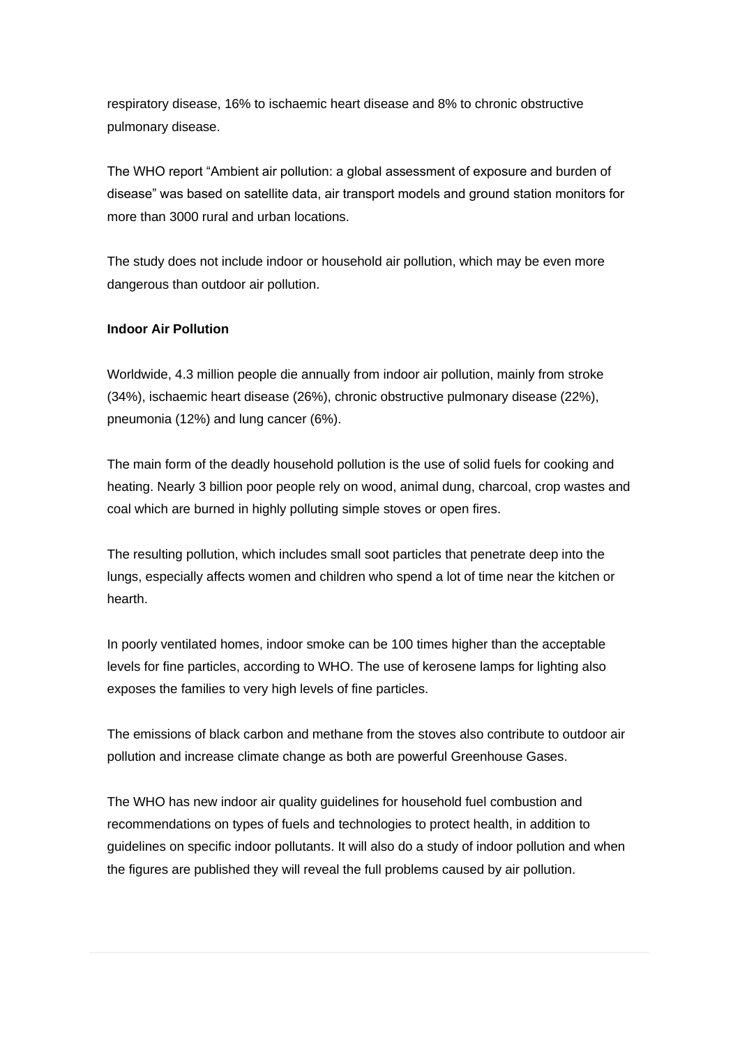respiratory disease, 16% to ischaemic heart disease and 8% to chronic obstructive pulmonary disease.

The WHO report "Ambient air pollution: a global assessment of exposure and burden of disease" was based on satellite data, air transport models and ground station monitors for more than 3000 rural and urban locations.

The study does not include indoor or household air pollution, which may be even more dangerous than outdoor air pollution.

**Indoor Air Pollution**

Worldwide, 4.3 million people die annually from indoor air pollution, mainly from stroke (34%), ischaemic heart disease (26%), chronic obstructive pulmonary disease (22%), pneumonia (12%) and lung cancer (6%).

The main form of the deadly household pollution is the use of solid fuels for cooking and heating. Nearly 3 billion poor people rely on wood, animal dung, charcoal, crop wastes and coal which are burned in highly polluting simple stoves or open fires.

The resulting pollution, which includes small soot particles that penetrate deep into the lungs, especially affects women and children who spend a lot of time near the kitchen or hearth.

In poorly ventilated homes, indoor smoke can be 100 times higher than the acceptable levels for fine particles, according to WHO. The use of kerosene lamps for lighting also exposes the families to very high levels of fine particles.

The emissions of black carbon and methane from the stoves also contribute to outdoor air pollution and increase climate change as both are powerful Greenhouse Gases.

The WHO has new indoor air quality guidelines for household fuel combustion and recommendations on types of fuels and technologies to protect health, in addition to guidelines on specific indoor pollutants. It will also do a study of indoor pollution and when the figures are published they will reveal the full problems caused by air pollution.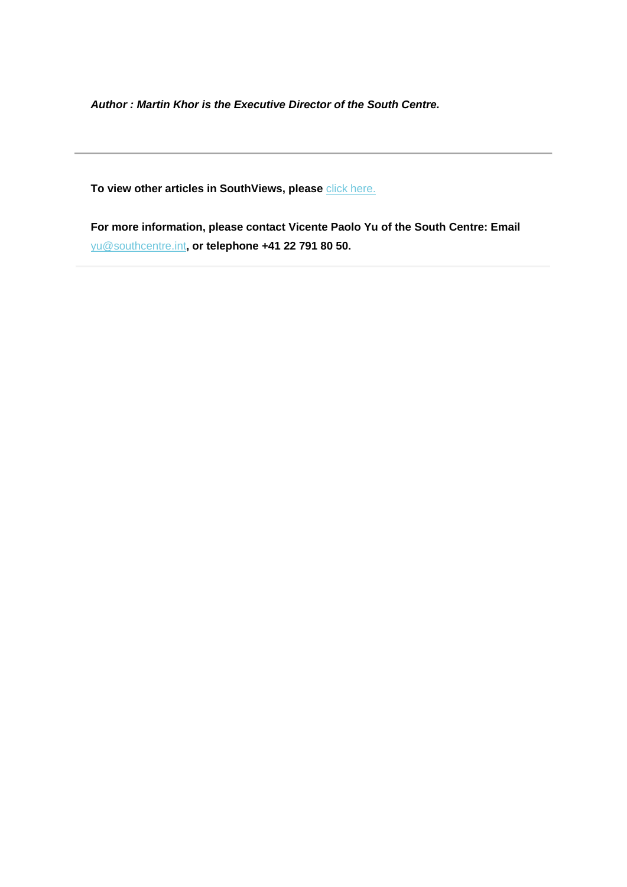***Author : Martin Khor is the Executive Director of the South Centre.***

---

**To view other articles in SouthViews, please** click here.

**For more information, please contact Vicente Paolo Yu of the South Centre: Email** yu@southcentre.int**, or telephone +41 22 791 80 50.**